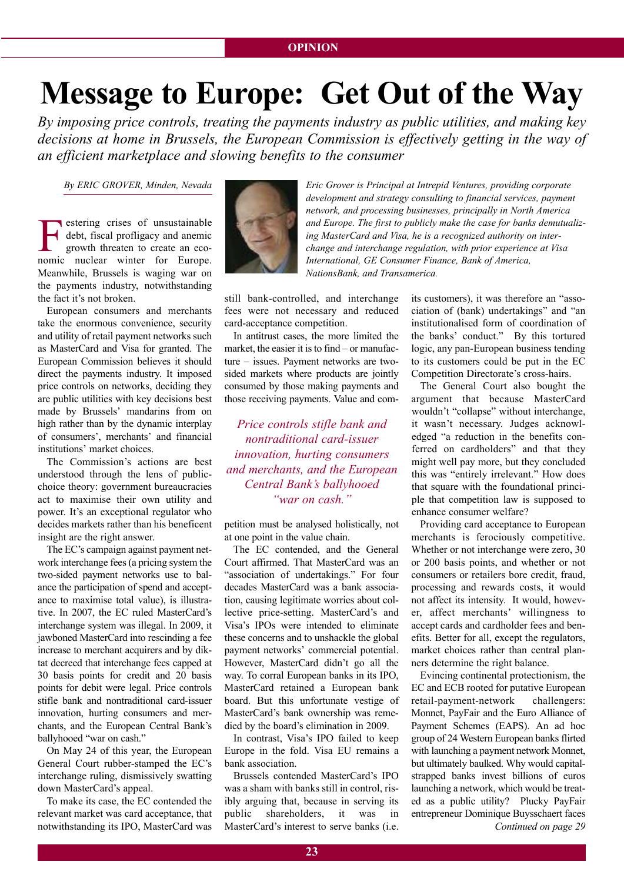OPINION

# Message to Europe: Get Out of the Way

*By imposing price controls, treating the payments industry as public utilities, and making key decisions at home in Brussels, the European Commission is effectively getting in the way of an efficient marketplace and slowing benefits to the consumer*

*By ERIC GROVER, Minden, Nevada*

*Eric Grover is Principal at Intrepid Ventures, providing corporate development and strategy consulting to financial services, payment network, and processing businesses, principally in North America and Europe. The first to publicly make the case for banks demutualizing MasterCard and Visa, he is a recognized authority on interchange and interchange regulation, with prior experience at Visa International, GE Consumer Finance, Bank of America, NationsBank, and Transamerica.*

Festering crises of unsustainable debt, fiscal profligacy and anemic growth threaten to create an economic nuclear winter for Europe. Meanwhile, Brussels is waging war on the payments industry, notwithstanding the fact it's not broken.

European consumers and merchants take the enormous convenience, security and utility of retail payment networks such as MasterCard and Visa for granted. The European Commission believes it should direct the payments industry. It imposed price controls on networks, deciding they are public utilities with key decisions best made by Brussels' mandarins from on high rather than by the dynamic interplay of consumers', merchants' and financial institutions' market choices.

The Commission's actions are best understood through the lens of public-choice theory: government bureaucracies act to maximise their own utility and power. It's an exceptional regulator who decides markets rather than his beneficent insight are the right answer.

The EC's campaign against payment network interchange fees (a pricing system the two-sided payment networks use to balance the participation of spend and acceptance to maximise total value), is illustrative. In 2007, the EC ruled MasterCard's interchange system was illegal. In 2009, it jawboned MasterCard into rescinding a fee increase to merchant acquirers and by diktat decreed that interchange fees capped at 30 basis points for credit and 20 basis points for debit were legal. Price controls stifle bank and nontraditional card-issuer innovation, hurting consumers and merchants, and the European Central Bank's ballyhooed "war on cash."

On May 24 of this year, the European General Court rubber-stamped the EC's interchange ruling, dismissively swatting down MasterCard's appeal.

To make its case, the EC contended the relevant market was card acceptance, that notwithstanding its IPO, MasterCard was still bank-controlled, and interchange fees were not necessary and reduced card-acceptance competition.

In antitrust cases, the more limited the market, the easier it is to find – or manufacture – issues. Payment networks are two-sided markets where products are jointly consumed by those making payments and those receiving payments. Value and competition must be analysed holistically, not at one point in the value chain.

> *Price controls stifle bank and nontraditional card-issuer innovation, hurting consumers and merchants, and the European Central Bank's ballyhooed "war on cash."*

The EC contended, and the General Court affirmed. That MasterCard was an "association of undertakings." For four decades MasterCard was a bank association, causing legitimate worries about collective price-setting. MasterCard's and Visa's IPOs were intended to eliminate these concerns and to unshackle the global payment networks' commercial potential. However, MasterCard didn't go all the way. To corral European banks in its IPO, MasterCard retained a European bank board. But this unfortunate vestige of MasterCard's bank ownership was remedied by the board's elimination in 2009.

In contrast, Visa's IPO failed to keep Europe in the fold. Visa EU remains a bank association.

Brussels contended MasterCard's IPO was a sham with banks still in control, risibly arguing that, because in serving its public shareholders, it was in MasterCard's interest to serve banks (i.e. its customers), it was therefore an "association of (bank) undertakings" and "an institutionalised form of coordination of the banks' conduct." By this tortured logic, any pan-European business tending to its customers could be put in the EC Competition Directorate's cross-hairs.

The General Court also bought the argument that because MasterCard wouldn't "collapse" without interchange, it wasn't necessary. Judges acknowledged "a reduction in the benefits conferred on cardholders" and that they might well pay more, but they concluded this was "entirely irrelevant." How does that square with the foundational principle that competition law is supposed to enhance consumer welfare?

Providing card acceptance to European merchants is ferociously competitive. Whether or not interchange were zero, 30 or 200 basis points, and whether or not consumers or retailers bore credit, fraud, processing and rewards costs, it would not affect its intensity. It would, however, affect merchants' willingness to accept cards and cardholder fees and benefits. Better for all, except the regulators, market choices rather than central planners determine the right balance.

Evincing continental protectionism, the EC and ECB rooted for putative European retail-payment-network challengers: Monnet, PayFair and the Euro Alliance of Payment Schemes (EAPS). An ad hoc group of 24 Western European banks flirted with launching a payment network Monnet, but ultimately baulked. Why would capital-strapped banks invest billions of euros launching a network, which would be treated as a public utility? Plucky PayFair entrepreneur Dominique Buysschaert faces

*Continued on page 29*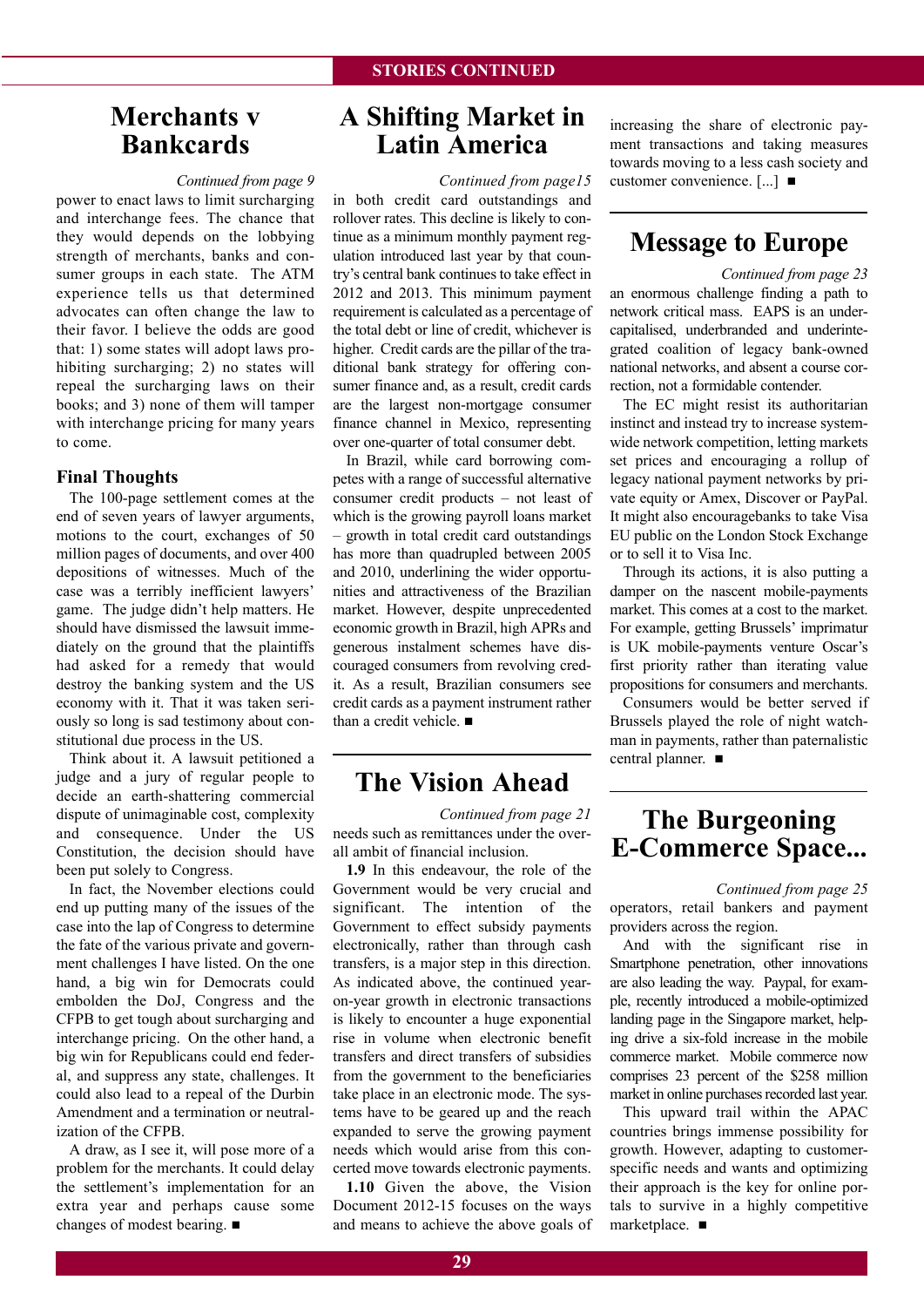# Merchants v Bankcards

*Continued from page 9*

power to enact laws to limit surcharging and interchange fees. The chance that they would depends on the lobbying strength of merchants, banks and consumer groups in each state. The ATM experience tells us that determined advocates can often change the law to their favor. I believe the odds are good that: 1) some states will adopt laws prohibiting surcharging; 2) no states will repeal the surcharging laws on their books; and 3) none of them will tamper with interchange pricing for many years to come.

### Final Thoughts

The 100-page settlement comes at the end of seven years of lawyer arguments, motions to the court, exchanges of 50 million pages of documents, and over 400 depositions of witnesses. Much of the case was a terribly inefficient lawyers' game. The judge didn't help matters. He should have dismissed the lawsuit immediately on the ground that the plaintiffs had asked for a remedy that would destroy the banking system and the US economy with it. That it was taken seriously so long is sad testimony about constitutional due process in the US.

Think about it. A lawsuit petitioned a judge and a jury of regular people to decide an earth-shattering commercial dispute of unimaginable cost, complexity and consequence. Under the US Constitution, the decision should have been put solely to Congress.

In fact, the November elections could end up putting many of the issues of the case into the lap of Congress to determine the fate of the various private and government challenges I have listed. On the one hand, a big win for Democrats could embolden the DoJ, Congress and the CFPB to get tough about surcharging and interchange pricing. On the other hand, a big win for Republicans could derail, and suppress any state, challenges. It could also lead to a repeal of the Durbin Amendment and a termination or neutralization of the CFPB.

A draw, as I see it, will pose more of a problem for the merchants. It could delay the settlement's implementation for an extra year and perhaps cause some changes of modest bearing. ■

# A Shifting Market in Latin America

*Continued from page15*

in both credit card outstandings and rollover rates. This decline is likely to continue as a minimum monthly payment regulation introduced last year by that country's central bank continues to take effect in 2012 and 2013. This minimum payment requirement is calculated as a percentage of the total debt or line of credit, whichever is higher. Credit cards are the pillar of the traditional bank strategy for offering consumer finance and, as a result, credit cards are the largest non-mortgage consumer finance channel in Mexico, representing over one-quarter of total consumer debt.

In Brazil, while card borrowing competes with a range of successful alternative consumer credit products – not least of which is the growing payroll loans market – growth in total credit card outstandings has more than quadrupled between 2005 and 2010, underlining the wider opportunities and attractiveness of the Brazilian market. However, despite unprecedented economic growth in Brazil, high APRs and generous instalment schemes have discouraged consumers from revolving credit. As a result, Brazilian consumers see credit cards as a payment instrument rather than a credit vehicle. ■

# The Vision Ahead

*Continued from page 21*

needs such as remittances under the overall ambit of financial inclusion.

**1.9** In this endeavour, the role of the Government would be very crucial and significant. The intention of the Government to effect subsidy payments electronically, rather than through cash transfers, is a major step in this direction. As indicated above, the continued year-on-year growth in electronic transactions is likely to encounter a huge exponential rise in volume when electronic benefit transfers and direct transfers of subsidies from the government to the beneficiaries take place in an electronic mode. The systems have to be geared up and the reach expanded to serve the growing payment needs which would arise from this concerted move towards electronic payments.

**1.10** Given the above, the Vision Document 2012-15 focuses on the ways and means to achieve the above goals of increasing the share of electronic payment transactions and taking measures towards moving to a less cash society and customer convenience. [...] ■

# Message to Europe

*Continued from page 23*

an enormous challenge finding a path to network critical mass. EAPS is an undercapitalised, underbranded and underintegrated coalition of legacy bank-owned national networks, and absent a course correction, not a formidable contender.

The EC might resist its authoritarian instinct and instead try to increase system-wide network competition, letting markets set prices and encouraging a rollup of legacy national payment networks by private equity or Amex, Discover or PayPal. It might also encouragebanks to take Visa EU public on the London Stock Exchange or to sell it to Visa Inc.

Through its actions, it is also putting a damper on the nascent mobile-payments market. This comes at a cost to the market. For example, getting Brussels' imprimatur is UK mobile-payments venture Oscar's first priority rather than iterating value propositions for consumers and merchants.

Consumers would be better served if Brussels played the role of night watchman in payments, rather than paternalistic central planner. ■

# The Burgeoning E-Commerce Space...

*Continued from page 25*

operators, retail bankers and payment providers across the region.

And with the significant rise in Smartphone penetration, other innovations are also leading the way. Paypal, for example, recently introduced a mobile-optimized landing page in the Singapore market, helping drive a six-fold increase in the mobile commerce market. Mobile commerce now comprises 23 percent of the $258 million market in online purchases recorded last year.

This upward trail within the APAC countries brings immense possibility for growth. However, adapting to customer-specific needs and wants and optimizing their approach is the key for online portals to survive in a highly competitive marketplace. ■